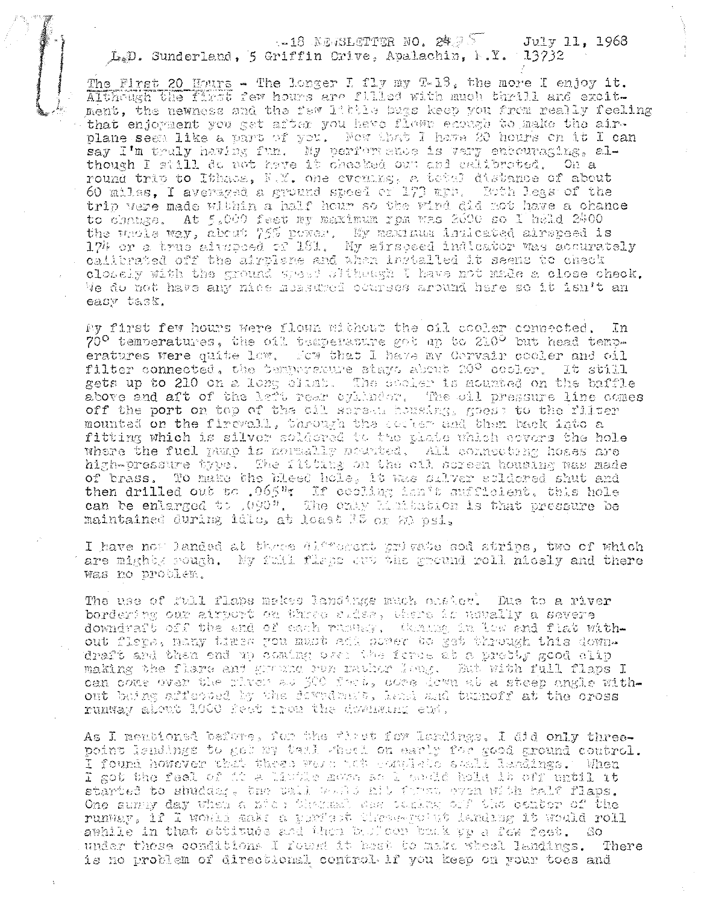T-18 NEWSLETTER NO. 25 July 11, 1968
L.D. Sunderland, 5 Griffin Drive, Apalachin, N.Y. 13732

The First 20 Hours - The longer I fly my T-18, the more I enjoy it. Although the first few hours are filled with much thrill and excitement, the newness and the few little bugs keep you from really feeling that enjoyment you get after you have flown enough to make the airplane seem like a part of you. Now that I have 20 hours on it I can say I'm truly having fun. My performance is very encouraging, although I still do not have it checked out and calibrated. On a round trip to Ithaca, N.Y. one evening, a total distance of about 60 miles, I averaged a ground speed of 173 mph. Both legs of the trip were made within a half hour so the wind did not have a chance to change. At 5,000 feet my maximum rpm was 2600 so I held 2400 the whole way, about 75% power. My maximum indicated airspeed is 174 or a true airspeed of 181. My airspeed indicator was accurately calibrated off the airplane and when installed it seems to check closely with the ground speed although I have not made a close check. We do not have any nice measured courses around here so it isn't an easy task.

My first few hours were flown without the oil cooler connected. In 70° temperatures, the oil temperature got up to 210° but head temperatures were quite low. Now that I have my Corvair cooler and oil filter connected, the temperature stays about 20° cooler. It still gets up to 210 on a long climb. The cooler is mounted on the baffle above and aft of the left rear cylinder. The oil pressure line comes off the port on top of the oil screen housing, goes to the filter mounted on the firewall, through the cooler and then back into a fitting which is silver soldered to the plate which covers the hole where the fuel pump is normally mounted. All connecting hoses are high-pressure type. The fitting on the oil screen housing was made of brass. To make the bleed hole, it was silver soldered shut and then drilled out to .065". If cooling isn't sufficient, this hole can be enlarged to .090". The only limitation is that pressure be maintained during idle, at least 15 or 20 psi.

I have now landed at three different private sod strips, two of which are mighty rough. My full flaps cut the ground roll nicely and there was no problem.

The use of full flaps makes landings much easier. Due to a river bordering our airport on three sides, there is usually a severe downdraft off the end of each runway. Coming in low and flat without flaps, many times you must add power to get through this downdraft and then end up coming over the fence at a pretty good clip making the flare and ground run rather long. But with full flaps I can come over the river at 500 feet, come down at a steep angle without being affected by the downdraft, land and turnoff at the cross runway about 1000 feet from the downwind end.

As I mentioned before, for the first few landings, I did only three-point landings to get my tail wheel on early for good ground control. I found however that these were not complete stall landings. When I got the feel of it a little more so I could hold it off until it started to shudder, the tail would hit first even with half flaps. One sunny day when a nice thermal was coming off the center of the runway, if I would make a perfect three-point landing it would roll awhile in that attitude and then balloon back up a few feet. So under those conditions I found it best to make wheel landings. There is no problem of directional control if you keep on your toes and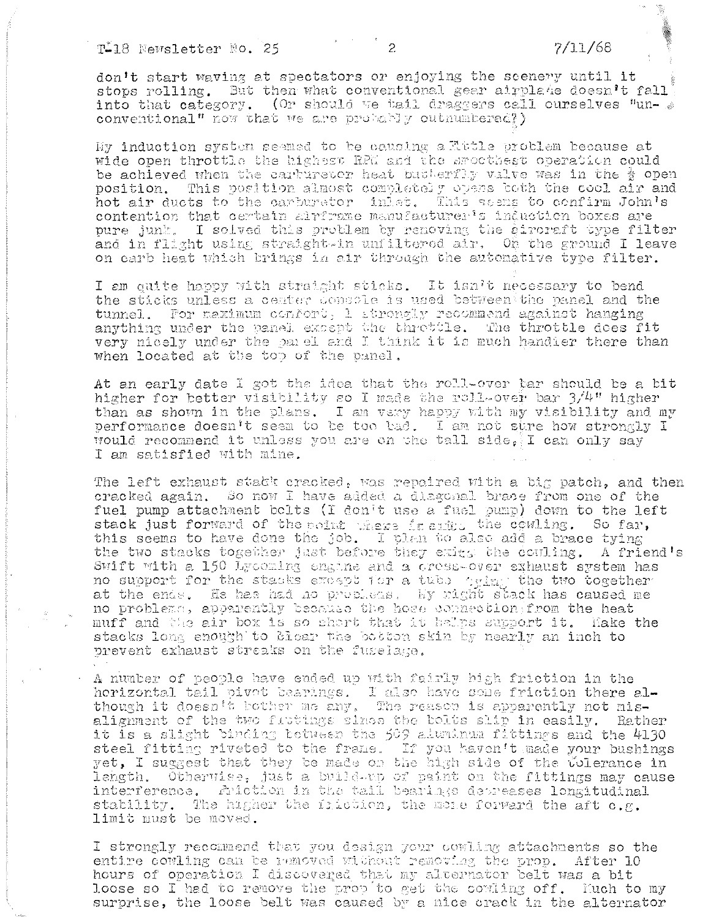don't start waving at spectators or enjoying the scenery until it stops rolling. But then what conventional gear airplane doesn't fall into that category. (Or should we tail draggers call ourselves "unconventional" now that we are probably outnumbered?)

My induction system seemed to be causing a little problem because at wide open throttle the highest RPM and the smoothest operation could be achieved when the carburetor heat butterfly valve was in the ½ open position. This position almost completely opens both the cool air and hot air ducts to the carburetor inlet. This seems to confirm John's contention that certain airframe manufacturer's induction boxes are pure junk. I solved this problem by removing the aircraft type filter and in flight using straight-in unfiltered air. On the ground I leave on carb heat which brings in air through the automotive type filter.

I am quite happy with straight sticks. It isn't necessary to bend the sticks unless a center console is used between the panel and the tunnel. For maximum comfort, I strongly recommend against hanging anything under the panel except the throttle. The throttle does fit very nicely under the panel and I think it is much handier there than when located at the top of the panel.

At an early date I got the idea that the roll-over bar should be a bit higher for better visibility so I made the roll-over bar 3/4" higher than as shown in the plans. I am very happy with my visibility and my performance doesn't seem to be too bad. I am not sure how strongly I would recommend it unless you are on the tall side, I can only say I am satisfied with mine.

The left exhaust stack cracked, was repaired with a big patch, and then cracked again. So now I have added a diagonal brace from one of the fuel pump attachment bolts (I don't use a fuel pump) down to the left stack just forward of the point where it exits the cowling. So far, this seems to have done the job. I plan to also add a brace tying the two stacks together just before they exit the cowling. A friend's Swift with a 150 Lycoming engine and a cross-over exhaust system has no support for the stacks except for a tube tying the two together at the ends. He has had no problems. My right stack has caused me no problems, apparently because the hose connection from the heat muff and the air box is so short that it helps support it. Make the stacks long enough to clear the bottom skin by nearly an inch to prevent exhaust streaks on the fuselage.

A number of people have ended up with fairly high friction in the horizontal tail pivot bearings. I also have some friction there although it doesn't bother me any. The reason is apparently not misalignment of the two fittings since the bolts slip in easily. Rather it is a slight binding between the 509 aluminum fittings and the 4130 steel fitting riveted to the frame. If you haven't made your bushings yet, I suggest that they be made on the high side of the tolerance in length. Otherwise, just a build-up of paint on the fittings may cause interference. Friction in the tail bearings decreases longitudinal stability. The higher the friction, the more forward the aft c.g. limit must be moved.

I strongly recommend that you design your cowling attachments so the entire cowling can be removed without removing the prop. After 10 hours of operation I discovered that my alternator belt was a bit loose so I had to remove the prop to get the cowling off. Much to my surprise, the loose belt was caused by a nice crack in the alternator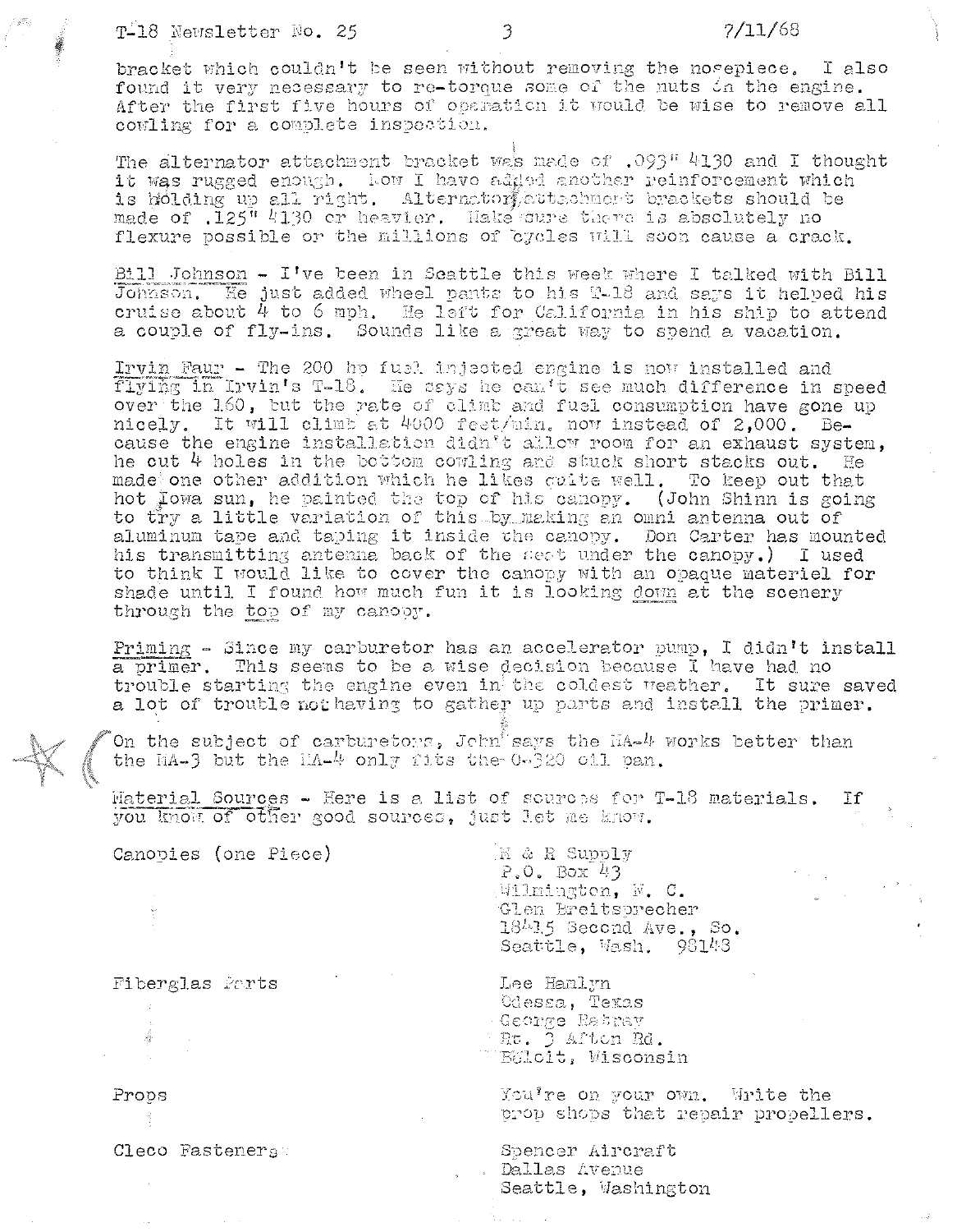bracket which couldn't be seen without removing the nosepiece. I also found it very necessary to re-torque some of the nuts on the engine. After the first five hours of operation it would be wise to remove all cowling for a complete inspection.

The alternator attachment bracket was made of .093" 4130 and I thought it was rugged enough. Now I have added another reinforcement which is holding up all right. Alternator attachment brackets should be made of .125" 4130 or heavier. Make sure there is absolutely no flexure possible or the millions of cycles will soon cause a crack.

Bill Johnson - I've been in Seattle this week where I talked with Bill Johnson. He just added wheel pants to his T-18 and says it helped his cruise about 4 to 6 mph. He left for California in his ship to attend a couple of fly-ins. Sounds like a great way to spend a vacation.

Irvin Faur - The 200 hp fuel injected engine is now installed and flying in Irvin's T-18. He says he can't see much difference in speed over the 160, but the rate of climb and fuel consumption have gone up nicely. It will climb at 4000 feet/min. now instead of 2,000. Because the engine installation didn't allow room for an exhaust system, he cut 4 holes in the bottom cowling and stuck short stacks out. He made one other addition which he likes quite well. To keep out that hot Iowa sun, he painted the top of his canopy. (John Shinn is going to try a little variation of this by making an omni antenna out of aluminum tape and taping it inside the canopy. Don Carter has mounted his transmitting antenna back of the seat under the canopy.) I used to think I would like to cover the canopy with an opaque materiel for shade until I found how much fun it is looking down at the scenery through the top of my canopy.

Priming - Since my carburetor has an accelerator pump, I didn't install a primer. This seems to be a wise decision because I have had no trouble starting the engine even in the coldest weather. It sure saved a lot of trouble not having to gather up parts and install the primer.

On the subject of carburetors, John says the MA-4 works better than the MA-3 but the MA-4 only fits the O-320 oil pan.

Material Sources - Here is a list of sources for T-18 materials. If you know of other good sources, just let me know.

| | |
|---|---|
| Canopies (one Piece) | M & R Supply<br>P.O. Box 43<br>Wilmington, N. C.<br>Glen Breitsprecher<br>18415 Second Ave., So.<br>Seattle, Wash. 98148 |
| Fiberglas Parts | Lee Hanlyn<br>Odessa, Texas<br>George Rabray<br>Rt. 3 Afton Rd.<br>Beloit, Wisconsin |
| Props | You're on your own. Write the prop shops that repair propellers. |
| Cleco Fasteners | Spencer Aircraft<br>Dallas Avenue<br>Seattle, Washington |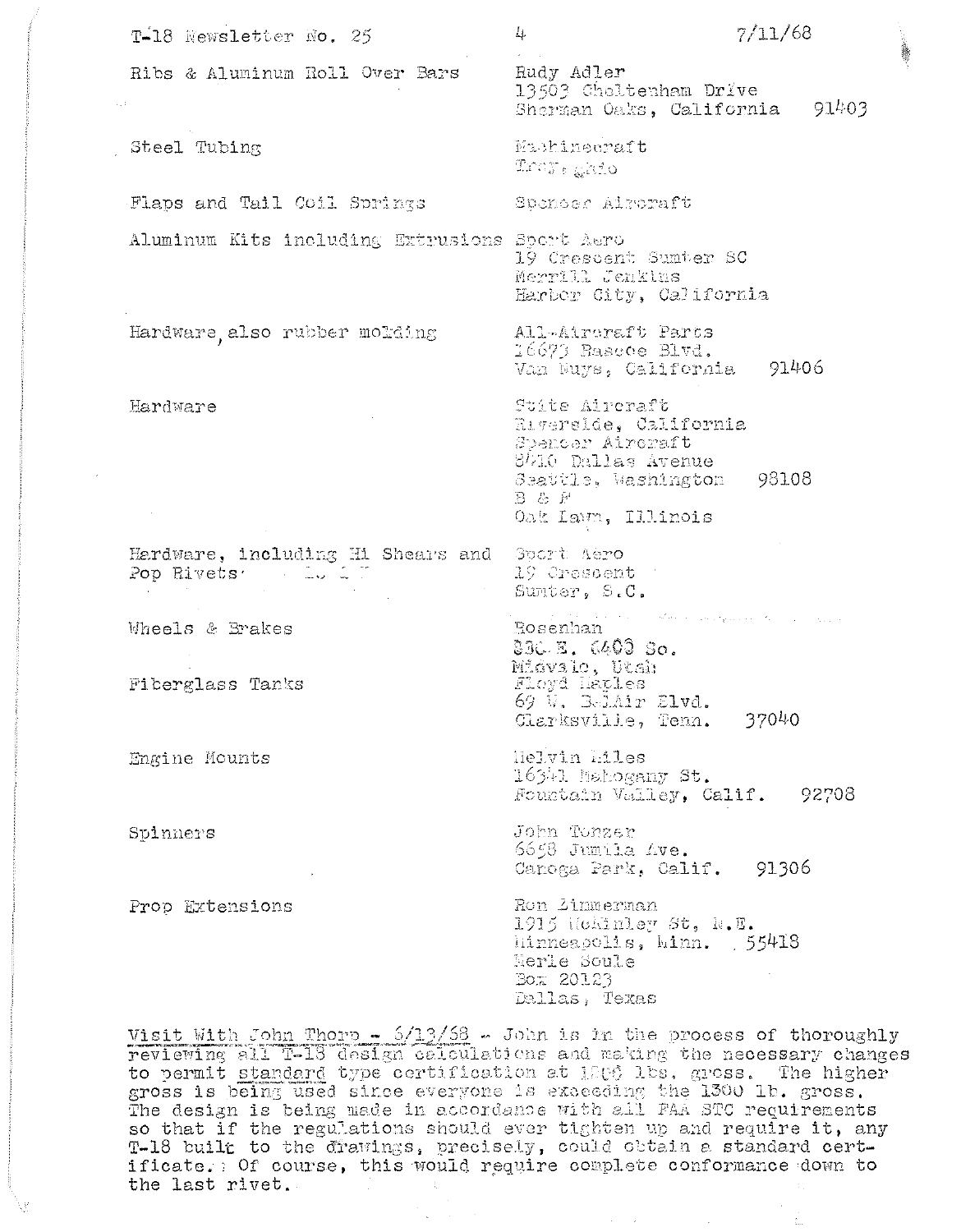| | |
|---|---|
| Ribs & Aluminum Roll Over Bars | Rudy Adler<br>13503 Cheltenham Drive<br>Sherman Oaks, California 91403 |
| Steel Tubing | Machinecraft<br>Troy, Ohio |
| Flaps and Tail Coil Springs | Spencer Aircraft |
| Aluminum Kits including Extrusions | Sport Aero<br>19 Crescent Sumter SC<br>Merrill Jenkins<br>Harbor City, California |
| Hardware, also rubber molding | All-Aircraft Parts<br>16673 Roscoe Blvd.<br>Van Nuys, California 91406 |
| Hardware | Stits Aircraft<br>Riverside, California<br>Spencer Aircraft<br>8410 Dallas Avenue<br>Seattle, Washington 98108<br>B & F<br>Oak Lawn, Illinois |
| Hardware, including Hi Shears and Pop Rivets | Sport Aero<br>19 Crescent<br>Sumter, S.C. |
| Wheels & Brakes | Rosenhan<br>836 E. 6400 So.<br>Midvale, Utah |
| Fiberglass Tanks | Floyd Maples<br>69 W. BelAir Blvd.<br>Clarksville, Tenn. 37040 |
| Engine Mounts | Melvin Miles<br>16341 Mahogany St.<br>Fountain Valley, Calif. 92708 |
| Spinners | John Tonzer<br>6658 Jumila Ave.<br>Canoga Park, Calif. 91306 |
| Prop Extensions | Ron Zimmerman<br>1915 McKinley St, N.E.<br>Minneapolis, Minn. 55418<br>Merle Soule<br>Box 20123<br>Dallas, Texas |

<u>Visit With John Thorp - 6/13/68</u> - John is in the process of thoroughly reviewing all T-18 design calculations and making the necessary changes to permit <u>standard</u> type certification at 1500 lbs. gross. The higher gross is being used since everyone is exceeding the 1300 lb. gross. The design is being made in accordance with all FAA STC requirements so that if the regulations should ever tighten up and require it, any T-18 built to the drawings, precisely, could obtain a standard certificate. Of course, this would require complete conformance down to the last rivet.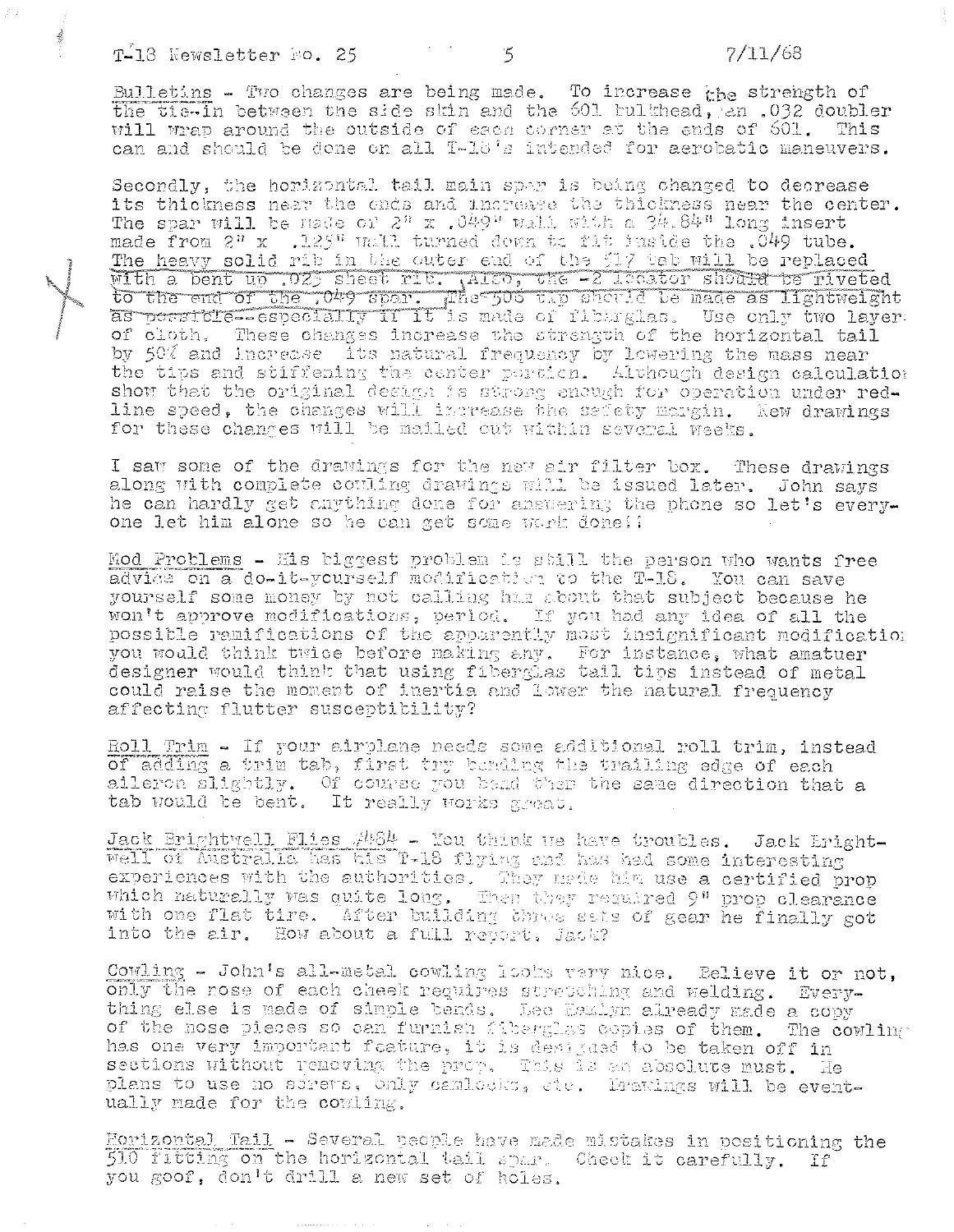Bulletins - Two changes are being made. To increase the strength of the tie-in between the side skin and the 601 bulkhead, an .032 doubler will wrap around the outside of each corner at the ends of 601. This can and should be done on all T-18's intended for aerobatic maneuvers.

Secondly, the horizontal tail main spar is being changed to decrease its thickness near the ends and increase the thickness near the center. The spar will be made of 2" x .049" wall with a 34.84" long insert made from 2" x .125" wall turned down to fit inside the .049 tube. The heavy solid rib in the outer end of the 517 tab will be replaced with a bent up .025 sheet rib. Also, the -2 locator should be riveted to the end of the .049 spar. The 505 tip should be made as lightweight as possible--especially if it is made of fiberglas. Use only two layer of cloth. These changes increase the strength of the horizontal tail by 50% and increase its natural frequency by lowering the mass near the tips and stiffening the center portion. Although design calculation show that the original design is strong enough for operation under red-line speed, the changes will increase the safety margin. New drawings for these changes will be mailed out within several weeks.

I saw some of the drawings for the new air filter box. These drawings along with complete cowling drawings will be issued later. John says he can hardly get anything done for answering the phone so let's every-one let him alone so he can get some work done!!

Mod Problems - His biggest problem is still the person who wants free advice on a do-it-yourself modification to the T-18. You can save yourself some money by not calling him about that subject because he won't approve modifications, period. If you had any idea of all the possible ramifications of the apparently most insignificant modificatio you would think twice before making any. For instance, what amatuer designer would think that using fiberglas tail tips instead of metal could raise the moment of inertia and lower the natural frequency affecting flutter susceptibility?

Roll Trim - If your airplane needs some additional roll trim, instead of adding a trim tab, first try bending the trailing edge of each aileron slightly. Of course you bend them the same direction that a tab would be bent. It really works great.

Jack Brightwell Flies #484 - You think we have troubles. Jack Bright-well of Australia has his T-18 flying and has had some interesting experiences with the authorities. They made him use a certified prop which naturally was quite long. Then they required 9" prop clearance with one flat tire. After building three sets of gear he finally got into the air. How about a full report, Jack?

Cowling - John's all-metal cowling looks very nice. Believe it or not, only the nose of each cheek requires stretching and welding. Every-thing else is made of simple bends. Lee Hamlyn already made a copy of the nose pieces so can furnish fiberglas copies of them. The cowling has one very important feature, it is designed to be taken off in sections without removing the prop. This is an absolute must. He plans to use no screws, only camlocks, etc. Drawings will be event-ually made for the cowling.

Horizontal Tail - Several people have made mistakes in positioning the 510 fitting on the horizontal tail spar. Check it carefully. If you goof, don't drill a new set of holes.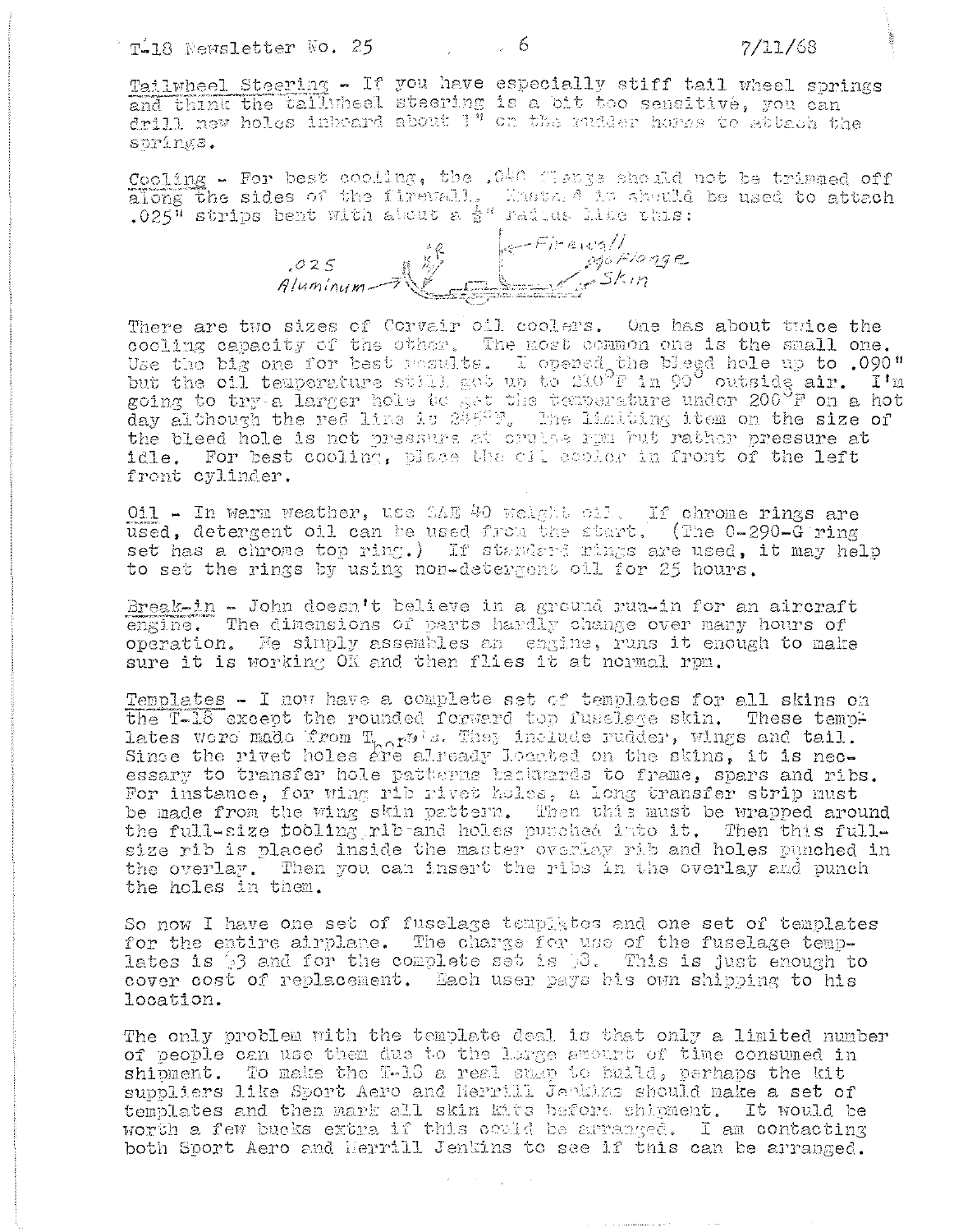T-18 Newsletter No. 25 — 7/11/68

Tailwheel Steering - If you have especially stiff tail wheel springs and think the tailwheel steering is a bit too sensitive, you can drill new holes inboard about 1" on the rudder horns to attach the springs.

Cooling - For best cooling, the .040 flange should not be trimmed off along the sides of the firewall. Instead it should be used to attach .025" strips bent with about a ½" radius like this:

.025 Aluminum — Firewall — .040 Flange — Skin

There are two sizes of Corvair oil coolers. One has about twice the cooling capacity of the other. The most common one is the small one. Use the big one for best results. I opened the bleed hole up to .090" but the oil temperature still got up to 210°F in 90° outside air. I'm going to try a larger hole to get the temperature under 200°F on a hot day although the red line is 245°F. The limiting item on the size of the bleed hole is not pressure at cruise rpm but rather pressure at idle. For best cooling, place the oil cooler in front of the left front cylinder.

Oil - In warm weather, use SAE 40 weight oil. If chrome rings are used, detergent oil can be used from the start. (The O-290-G ring set has a chrome top ring.) If standard rings are used, it may help to set the rings by using non-detergent oil for 25 hours.

Break-in - John doesn't believe in a ground run-in for an aircraft engine. The dimensions of parts hardly change over many hours of operation. He simply assembles an engine, runs it enough to make sure it is working OK and then flies it at normal rpm.

Templates - I now have a complete set of templates for all skins on the T-18 except the rounded forward top fuselage skin. These templates were made from Thorp's. They include rudder, wings and tail. Since the rivet holes are already located on the skins, it is necessary to transfer hole patterns backwards to frame, spars and ribs. For instance, for wing rib rivet holes, a long transfer strip must be made from the wing skin pattern. Then this must be wrapped around the full-size tooling rib and holes punched into it. Then this full-size rib is placed inside the master overlay rib and holes punched in the overlay. Then you can insert the ribs in the overlay and punch the holes in them.

So now I have one set of fuselage templates and one set of templates for the entire airplane. The charge for use of the fuselage templates is $3 and for the complete set is $8. This is just enough to cover cost of replacement. Each user pays his own shipping to his location.

The only problem with the template deal is that only a limited number of people can use them due to the large amount of time consumed in shipment. To make the T-18 a real snap to build, perhaps the kit suppliers like Sport Aero and Merrill Jenkins should make a set of templates and then mark all skin kits before shipment. It would be worth a few bucks extra if this could be arranged. I am contacting both Sport Aero and Merrill Jenkins to see if this can be arranged.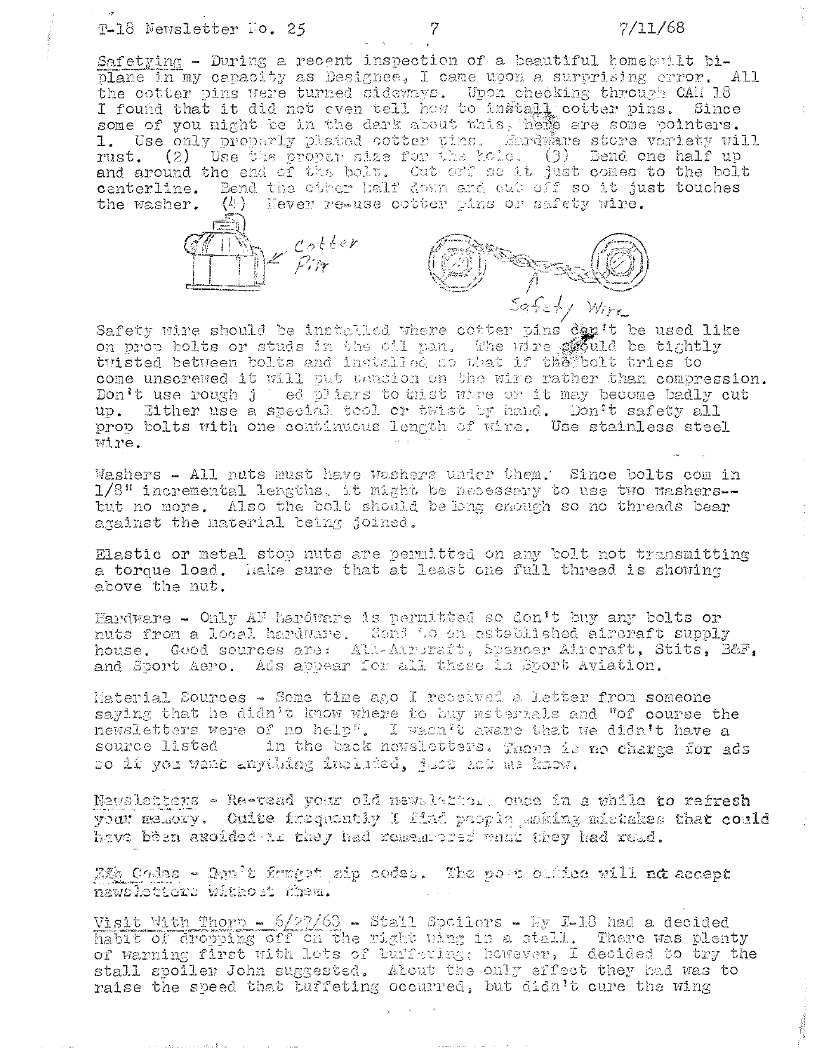Safetying - During a recent inspection of a beautiful homebuilt bi-plane in my capacity as Designee, I came upon a surprising error. All the cotter pins were turned sideways. Upon checking through CAM 18 I found that it did not even tell how to install cotter pins. Since some of you might be in the dark about this, here are some pointers. 1. Use only properly plated cotter pins. Hardware store variety will rust. (2) Use the proper size for the hole. (3) Bend one half up and around the end of the bolt. Cut off so it just comes to the bolt centerline. Bend the other half down and cut off so it just touches the washer. (4) Never re-use cotter pins or safety wire.

Cotter Pin

Safety Wire

Safety wire should be installed where cotter pins can't be used like on prop bolts or studs in the oil pan. The wire should be tightly twisted between bolts and installed so that if the bolt tries to come unscrewed it will put tension on the wire rather than compression. Don't use rough j ed pliers to twist wire or it may become badly cut up. Either use a special tool or twist by hand. Don't safety all prop bolts with one continuous length of wire. Use stainless steel wire.

Washers - All nuts must have washers under them. Since bolts com in 1/8" incremental lengths, it might be necessary to use two washers--but no more. Also the bolt should be long enough so no threads bear against the material being joined.

Elastic or metal stop nuts are permitted on any bolt not transmitting a torque load. Make sure that at least one full thread is showing above the nut.

Hardware - Only AN hardware is permitted so don't buy any bolts or nuts from a local hardware. Send to an established aircraft supply house. Good sources are: Alt-Aircraft, Spencer Aircraft, Stits, B&F, and Sport Aero. Ads appear for all these in Sport Aviation.

Material Sources - Some time ago I received a letter from someone saying that he didn't know where to buy materials and "of course the newsletters were of no help". I wasn't aware that we didn't have a source listed in the back newsletters. There is no charge for ads so if you want anything included, just let me know.

Newsletters - Re-read your old newsletters once in a while to refresh your memory. Quite frequently I find people making mistakes that could have been avoided if they had remembered what they had read.

Zip Codes - Don't forget zip codes. The post office will not accept newsletters without them.

Visit With Thorp - 6/27/68 - Stall Spoilers - My T-18 had a decided habit of dropping off on the right wing in a stall. There was plenty of warning first with lots of buffeting; however, I decided to try the stall spoiler John suggested. About the only effect they had was to raise the speed that buffeting occurred, but didn't cure the wing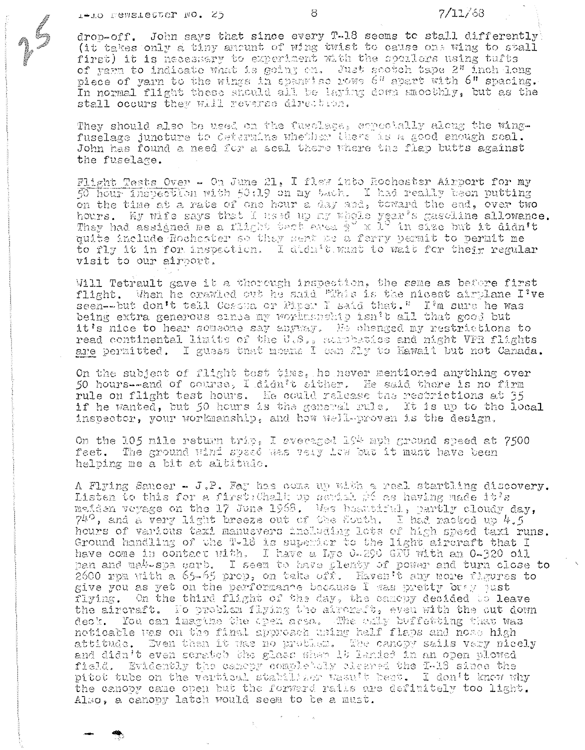drop-off. John says that since every T-18 seems to stall differently (it takes only a tiny amount of wing twist to cause one wing to stall first) it is necessary to experiment with the spoilers using tufts of yarn to indicate what is going on. Just scotch tape 2" inch long piece of yarn to the wings in spanwise rows 6" apart with 6" spacing. In normal flight these should all be laying down smoothly, but as the stall occurs they will reverse direction.

They should also be used on the fuselage, especially along the wing-fuselage juncture to determine whether there is a good enough seal. John has found a need for a seal there where the flap butts against the fuselage.

Flight Tests Over - On June 21, I flew into Rochester Airport for my 50 hour inspection with 50:19 on my tach. I had really been putting on the time at a rate of one hour a day and, toward the end, over two hours. My wife says that I used up my whole year's gasoline allowance. They had assigned me a flight test area 3° x 1° in size but it didn't quite include Rochester so they sent me a ferry permit to permit me to fly it in for inspection. I didn't want to wait for their regular visit to our airport.

Will Tetrault gave it a thorough inspection, the same as before first flight. When he crawled out he said "This is the nicest airplane I've seen--but don't tell Cessna or Piper I said that." I'm sure he was being extra generous since my workmanship isn't all that good but it's nice to hear someone say anyway. He changed my restrictions to read continental limits of the U.S., aerobatics and night VFR flights are permitted. I guess that means I can fly to Hawaii but not Canada.

On the subject of flight test time, he never mentioned anything over 50 hours--and of course, I didn't either. He said there is no firm rule on flight test hours. He could release the restrictions at 35 if he wanted, but 50 hours is the general rule. It is up to the local inspector, your workmanship, and how well-proven is the design.

On the 105 mile return trip, I averaged 194 mph ground speed at 7500 feet. The ground wind speed was very low but it must have been helping me a bit at altitude.

A Flying Saucer - J.P. Fay has come up with a real startling discovery. Listen to this for a first: Chalk up serial #6 as having made it's maiden voyage on the 17 June 1968. Was beautiful, partly cloudy day, 74°, and a very light breeze out of the South. I had racked up 4.5 hours of various taxi manuevers including lots of high speed taxi runs. Ground handling of the T-18 is superior to the light aircraft that I have come in contact with. I have a Lyc O-290 GPU with an O-320 oil pan and ma4-spa carb. I seem to have plenty of power and turn close to 2600 rpm with a 65-65 prop, on take off. Haven't any more figures to give you as yet on the performance because I was pretty busy just flying. On the third flight of the day, the canopy decided to leave the aircraft. No problem flying the aircraft, even with the cut down deck. You can imagine the open area. The only buffetting that was noticable was on the final approach using half flaps and nose high attitude. Even then it was no problem. The canopy sails very nicely and didn't even scratch the glass when it landed in an open plowed field. Evidently the canopy completely cleared the T-18 since the pitot tube on the vertical stabilizer wasn't bent. I don't know why the canopy came open but the forward rails are definitely too light. Also, a canopy latch would seem to be a must.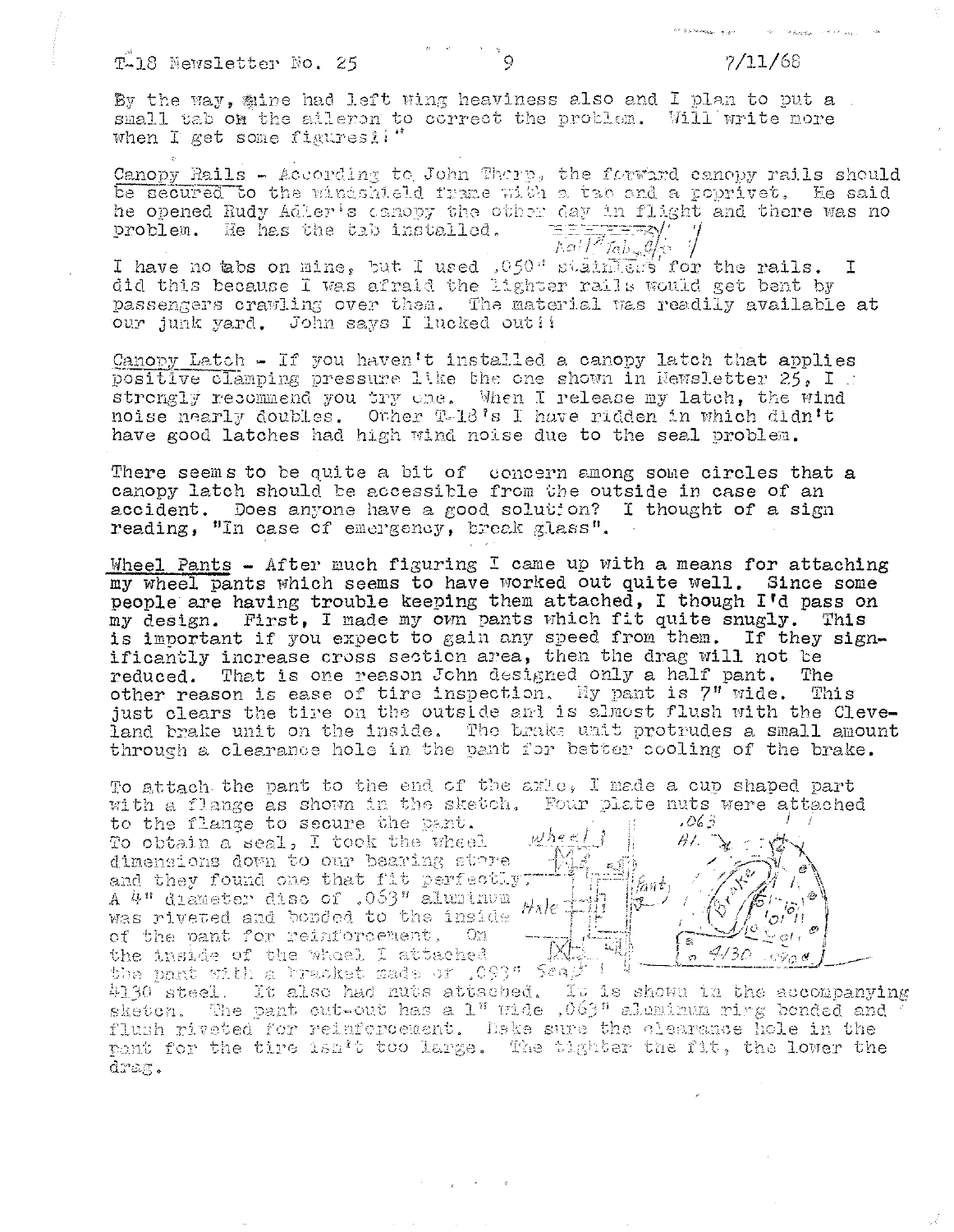By the way, mine had left wing heaviness also and I plan to put a small tab on the aileron to correct the problem. Will write more when I get some figures!!"

Canopy Rails - According to John Thorp, the forward canopy rails should be secured to the windshield frame with a tab and a poprivet. He said he opened Rudy Adler's canopy the other day in flight and there was no problem. He has the tab installed.

I have no tabs on mine, but I used .050" stainless for the rails. I did this because I was afraid the lighter rails would get bent by passengers crawling over them. The material was readily available at our junk yard. John says I lucked out!!

Canopy Latch - If you haven't installed a canopy latch that applies positive clamping pressure like the one shown in Newsletter 25, I strongly recommend you try one. When I release my latch, the wind noise nearly doubles. Other T-18's I have ridden in which didn't have good latches had high wind noise due to the seal problem.

There seems to be quite a bit of concern among some circles that a canopy latch should be accessible from the outside in case of an accident. Does anyone have a good solution? I thought of a sign reading, "In case of emergency, break glass".

Wheel Pants - After much figuring I came up with a means for attaching my wheel pants which seems to have worked out quite well. Since some people are having trouble keeping them attached, I though I'd pass on my design. First, I made my own pants which fit quite snugly. This is important if you expect to gain any speed from them. If they significantly increase cross section area, then the drag will not be reduced. That is one reason John designed only a half pant. The other reason is ease of tire inspection. My pant is 7" wide. This just clears the tire on the outside and is almost flush with the Cleveland brake unit on the inside. The brake unit protrudes a small amount through a clearance hole in the pant for better cooling of the brake.

To attach the pant to the end of the axle, I made a cup shaped part with a flange as shown in the sketch. Four plate nuts were attached to the flange to secure the pant. To obtain a seal, I took the wheel dimensions down to our bearing store and they found one that fit perfectly. A 4" diameter disc of .063" aluminum was riveted and bonded to the inside of the pant for reinforcement. On the inside of the wheel I attached the pant with a bracket made of .093" 4130 steel. It also had nuts attached. It is shown in the accompanying sketch. The pant cut-out has a 1" wide .063" aluminum ring bonded and flush riveted for reinforcement. Make sure the clearance hole in the pant for the tire isn't too large. The tighter the fit, the lower the drag.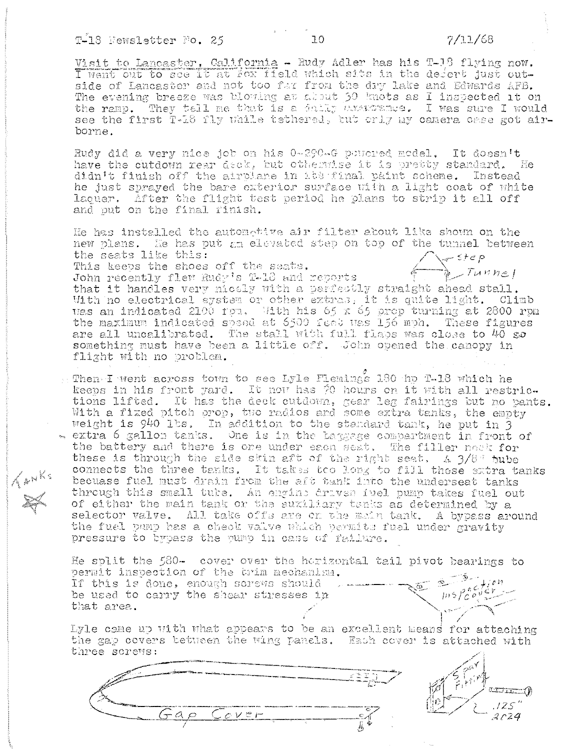Visit to Lancaster, California - Rudy Adler has his T-18 flying now. I went out to see it at Fox field which sits in the desert just outside of Lancaster and not too far from the dry lake and Edwards AFB. The evening breeze was blowing at about 30 knots as I inspected it on the ramp. They tell me that is a daily occurrance. I was sure I would see the first T-18 fly while tethered, but only my camera case got airborne.

Rudy did a very nice job on his 0-290-G powered model. It doesn't have the cutdown rear deck, but otherwise it is pretty standard. He didn't finish off the airplane in its final paint scheme. Instead he just sprayed the bare exterior surface with a light coat of white laquer. After the flight test period he plans to strip it all off and put on the final finish.

He has installed the automotive air filter about like shown on the new plans. He has put an elevated step on top of the tunnel between the seats like this:
This keeps the shoes off the seats.

Step

Tunnel

John recently flew Rudy's T-18 and reports that it handles very nicely with a perfectly straight ahead stall. With no electrical system or other extras, it is quite light. Climb was an indicated 2100 fpm. With his 65 x 65 prop turning at 2800 rpm the maximum indicated speed at 6500 feet was 156 mph. These figures are all uncalibrated. The stall with full flaps was close to 40 so something must have been a little off. John opened the canopy in flight with no problem.

Then I went across town to see Lyle Fleming's 180 hp T-18 which he keeps in his front yard. It now has 70 hours on it with all restrictions lifted. It has the deck cutdown, gear leg fairings but no pants. With a fixed pitch prop, two radios and some extra tanks, the empty weight is 940 lbs. In addition to the standard tank, he put in 3 extra 6 gallon tanks. One is in the baggage compartment in front of the battery and there is one under each seat. The filler neck for these is through the side skin aft of the right seat. A 3/8" tube connects the three tanks. It takes too long to fill those extra tanks because fuel must drain from the aft tank into the underseat tanks through this small tube. An engine driven fuel pump takes fuel out of either the main tank or the auxiliary tanks as determined by a selector valve. All take offs are on the main tank. A bypass around the fuel pump has a check valve which permits fuel under gravity pressure to bypass the pump in case of failure.

Tanks

He split the 580- cover over the horizontal tail pivot bearings to permit inspection of the trim mechanism. If this is done, enough screws should be used to carry the shear stresses in that area.

Inspection cover

Lyle came up with what appears to be an excellent means for attaching the gap covers between the wing panels. Each cover is attached with three screws:

Gap Cover

Spar Fitting

.125"
2024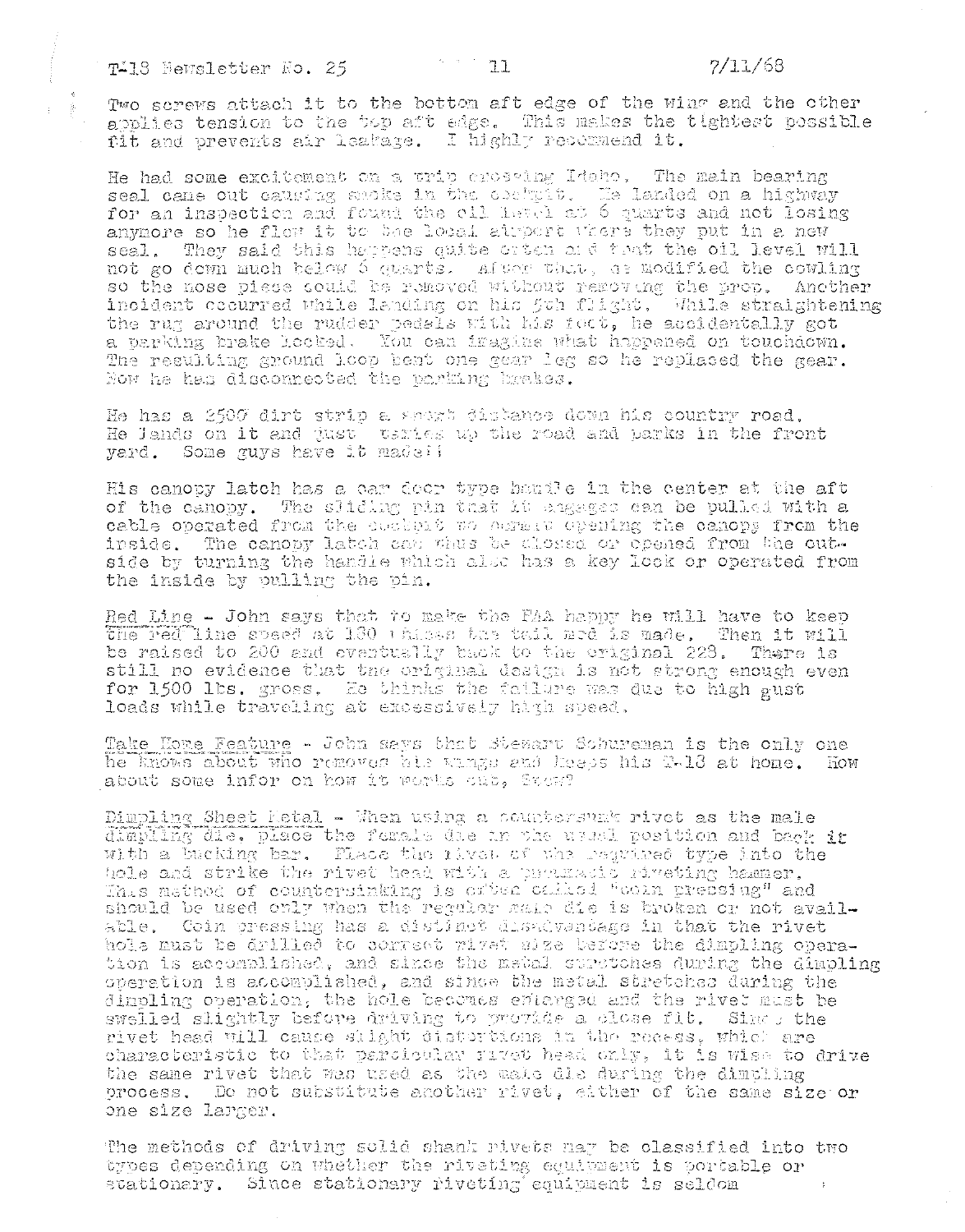Two screws attach it to the bottom aft edge of the wing and the other applies tension to the top aft edge. This makes the tightest possible fit and prevents air leakage. I highly recommend it.

He had some excitement on a trip crossing Idaho. The main bearing seal came out causing smoke in the cockpit. He landed on a highway for an inspection and found the oil level at 6 quarts and not losing anymore so he flew it to the local airport where they put in a new seal. They said this happens quite often and that the oil level will not go down much below 6 quarts. After that, he modified the cowling so the nose piece could be removed without removing the prop. Another incident occurred while landing on his 5th flight. While straightening the rug around the rudder pedals with his foot, he accidentally got a parking brake locked. You can imagine what happened on touchdown. The resulting ground loop bent one gear leg so he replaced the gear. Now he has disconnected the parking brakes.

He has a 2500 dirt strip a short distance down his country road. He lands on it and just taxies up the road and parks in the front yard. Some guys have it made!!

His canopy latch has a car door type handle in the center at the aft of the canopy. The sliding pin that it engages can be pulled with a cable operated from the cockpit to permit opening the canopy from the inside. The canopy latch can thus be closed or opened from the outside by turning the handle which also has a key lock or operated from the inside by pulling the pin.

Red Line - John says that to make the FAA happy he will have to keep the red line speed at 180 unless the tail mod is made. Then it will be raised to 200 and eventually back to the original 228. There is still no evidence that the original design is not strong enough even for 1500 lbs. gross. He thinks the failure was due to high gust loads while traveling at excessively high speed.

Take Home Feature - John says that Stewart Schureman is the only one he knows about who removes his wings and keeps his T-18 at home. How about some infor on how it works out, Stew?

Dimpling Sheet Metal - When using a countersunk rivet as the male dimpling die, place the female die in the usual position and back it with a bucking bar. Place the rivet of the required type into the hole and strike the rivet head with a pneumatic riveting hammer. This method of countersinking is often called "coin pressing" and should be used only when the regular male die is broken or not available. Coin pressing has a distinct disadvantage in that the rivet hole must be drilled to correct rivet size before the dimpling operation is accomplished, and since the metal stretches during the dimpling operation is accomplished, and since the metal stretches during the dimpling operation, the hole becomes enlarged and the rivet must be swelled slightly before driving to provide a close fit. Since the rivet head will cause slight distortions in the recess, which are characteristic to that particular rivet head only, it is wise to drive the same rivet that was used as the male die during the dimpling process. Do not substitute another rivet, either of the same size or one size larger.

The methods of driving solid shank rivets may be classified into two types depending on whether the riveting equipment is portable or stationary. Since stationary riveting equipment is seldom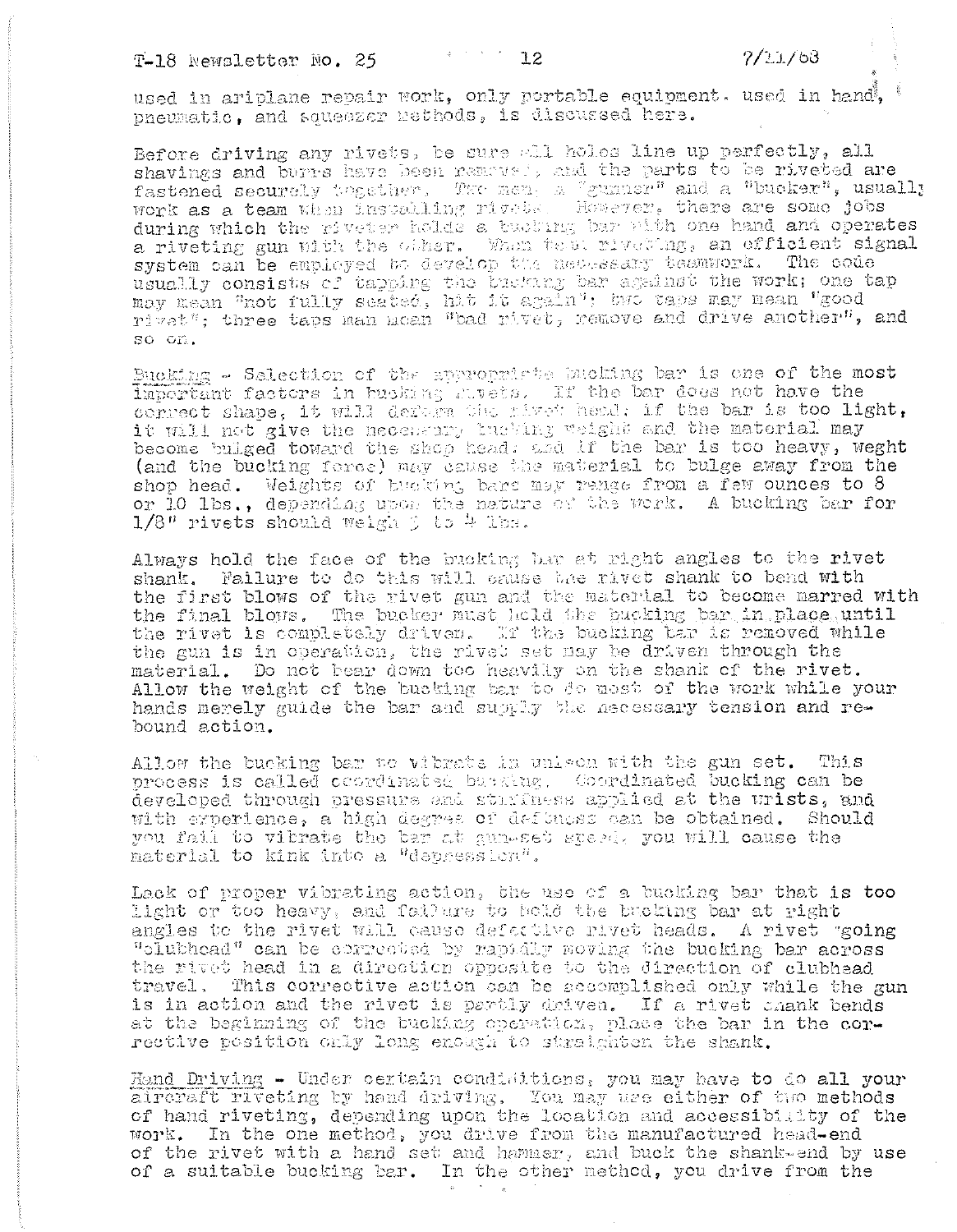used in ariplane repair work, only portable equipment. used in hand, pneumatic, and squeezer methods, is discussed here.

Before driving any rivets, be sure all holes line up perfectly, all shavings and burrs have been removed, and the parts to be riveted are fastened securely together. Two men, a "gunner" and a "bucker", usually work as a team when installing rivets. However, there are some jobs during which the riveter holds a bucking bar with one hand and operates a riveting gun with the other. When team riveting, an efficient signal system can be employed to develop the necessary teamwork. The code usually consists of tapping the bucking bar against the work; one tap may mean "not fully seated, hit it again"; two taps may mean "good rivet"; three taps man mean "bad rivet, remove and drive another", and so on.

Bucking - Selection of the appropriate bucking bar is one of the most important factors in bucking rivets. If the bar does not have the correct shape, it will deform the rivet head; if the bar is too light, it will not give the necessary bucking weight and the material may become bulged toward the shop head; and if the bar is too heavy, weght (and the bucking force) may cause the material to bulge away from the shop head. Weights of bucking bars may range from a few ounces to 8 or 10 lbs., depending upon the nature of the work. A bucking bar for 1/8" rivets should weigh 3 to 4 lbs.

Always hold the face of the bucking bar at right angles to the rivet shank. Failure to do this will cause the rivet shank to bend with the first blows of the rivet gun and the material to become marred with the final blows. The bucker must hold the bucking bar in place until the rivet is completely driven. If the bucking bar is removed while the gun is in operation, the rivet set may be driven through the material. Do not bear down too heavily on the shank of the rivet. Allow the weight of the bucking bar to do most of the work while your hands merely guide the bar and supply the necessary tension and re-bound action.

Allow the bucking bar to vibrate in unison with the gun set. This process is called coordinated bucking. Coordinated bucking can be developed through pressure and stiffness applied at the wrists, and with experience, a high degree of deftness can be obtained. Should you fail to vibrate the bar at gun-set speed, you will cause the material to kink into a "depression".

Lack of proper vibrating action, the use of a bucking bar that is too light or too heavy, and failure to hold the bucking bar at right angles to the rivet will cause defective rivet heads. A rivet "going clubhead" can be corrected by rapidly moving the bucking bar across the rivet head in a direction opposite to the direction of clubhead travel. This corrective action can be accomplished only while the gun is in action and the rivet is partly driven. If a rivet shank bends at the beginning of the bucking operation, place the bar in the corrective position only long enough to straighten the shank.

Hand Driving - Under certain condiditions, you may have to do all your aircraft riveting by hand driving. You may use either of two methods of hand riveting, depending upon the location and accessibility of the work. In the one method, you drive from the manufactured head-end of the rivet with a hand set and hammer, and buck the shank-end by use of a suitable bucking bar. In the other method, you drive from the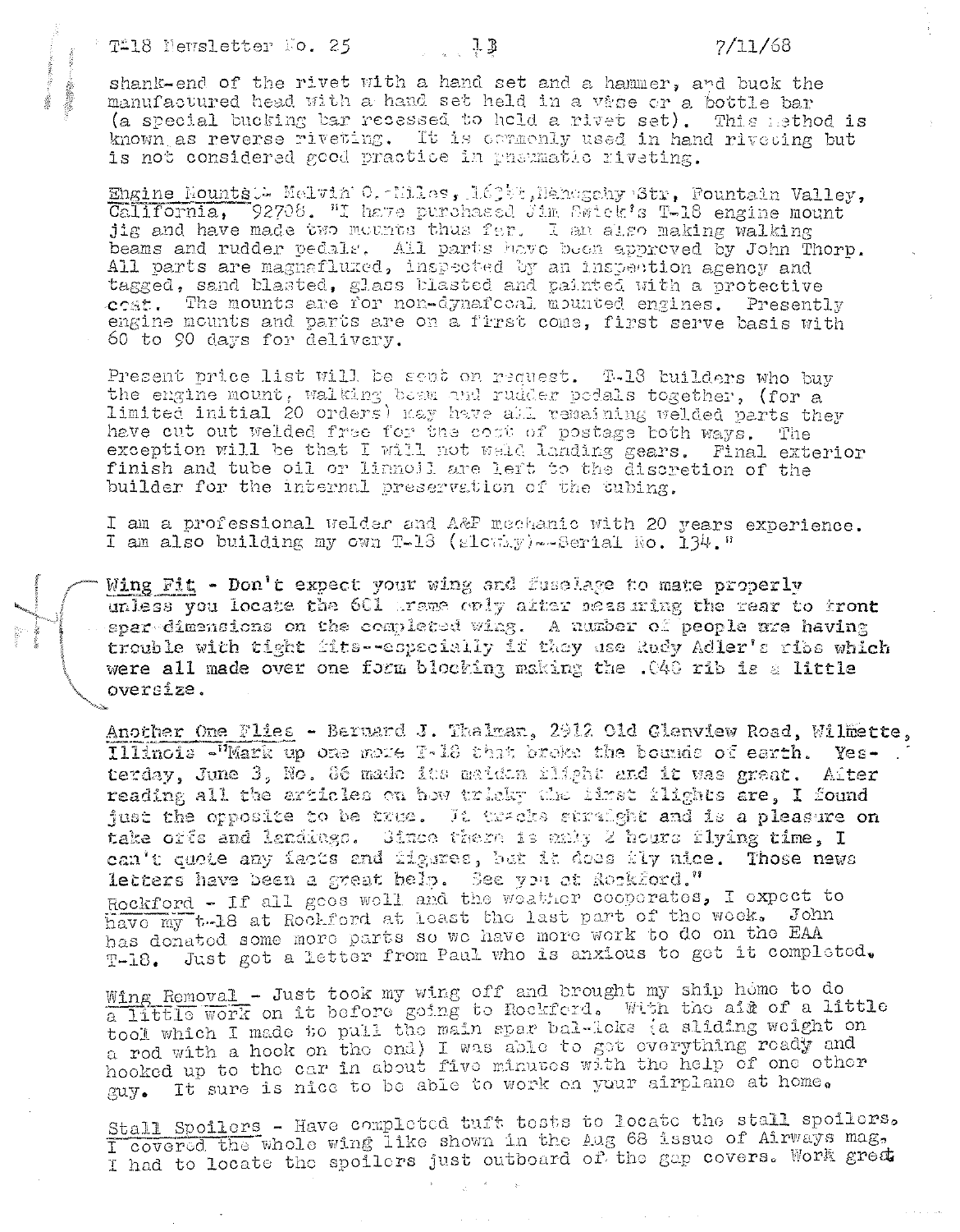shank-end of the rivet with a hand set and a hammer, and buck the manufactured head with a hand set held in a vise or a bottle bar (a special bucking bar recessed to hold a rivet set). This method is known as reverse riveting. It is commonly used in hand riveting but is not considered good practice in pneumatic riveting.

Engine Mounts - Melvin O. Miles, 16?? Mahogany Str, Fountain Valley, California, 92708. "I have purchased Jim Swick's T-18 engine mount jig and have made two mounts thus far. I am also making walking beams and rudder pedals. All parts have been approved by John Thorp. All parts are magnafluxed, inspected by an inspection agency and tagged, sand blasted, glass blasted and painted with a protective coat. The mounts are for non-dynafocal mounted engines. Presently engine mounts and parts are on a first come, first serve basis with 60 to 90 days for delivery.

Present price list will be sent on request. T-18 builders who buy the engine mount, walking beam and rudder pedals together, (for a limited initial 20 orders) may have all remaining welded parts they have cut out welded free for the cost of postage both ways. The exception will be that I will not weld landing gears. Final exterior finish and tube oil or linnoil are left to the discretion of the builder for the internal preservation of the tubing.

I am a professional welder and A&P mechanic with 20 years experience. I am also building my own T-18 (slowly)--Serial No. 134."

**Wing Fit - Don't expect your wing and fuselage to mate properly unless you locate the 601 frame only after measuring the rear to front spar dimensions on the completed wing. A number of people are having trouble with tight fits--especially if they use Rudy Adler's ribs which were all made over one form blocking making the .040 rib is a little oversize.**

Another One Flies - Bernard J. Thalman, 2912 Old Glenview Road, Wilmette, Illinois -"Mark up one more T-18 that broke the bounds of earth. Yesterday, June 3, No. 86 made its maiden flight and it was great. After reading all the articles on how tricky the first flights are, I found just the opposite to be true. It tracks straight and is a pleasure on take offs and landings. Since there is only 2 hours flying time, I can't quote any facts and figures, but it does fly nice. Those news letters have been a great help. See you at Rockford."

Rockford - If all goes well and the weather cooperates, I expect to have my t-18 at Rockford at least the last part of the week. John has donated some more parts so we have more work to do on the EAA T-18. Just got a letter from Paul who is anxious to get it completed.

Wing Removal - Just took my wing off and brought my ship home to do a little work on it before going to Rockford. With the aid of a little tool which I made to pull the main spar bal-locks (a sliding weight on a rod with a hook on the end) I was able to get everything ready and hooked up to the car in about five minutes with the help of one other guy. It sure is nice to be able to work on your airplane at home.

Stall Spoilers - Have completed tuft tests to locate the stall spoilers. I covered the whole wing like shown in the Aug 68 issue of Airways mag. I had to locate the spoilers just outboard of the gap covers. Work great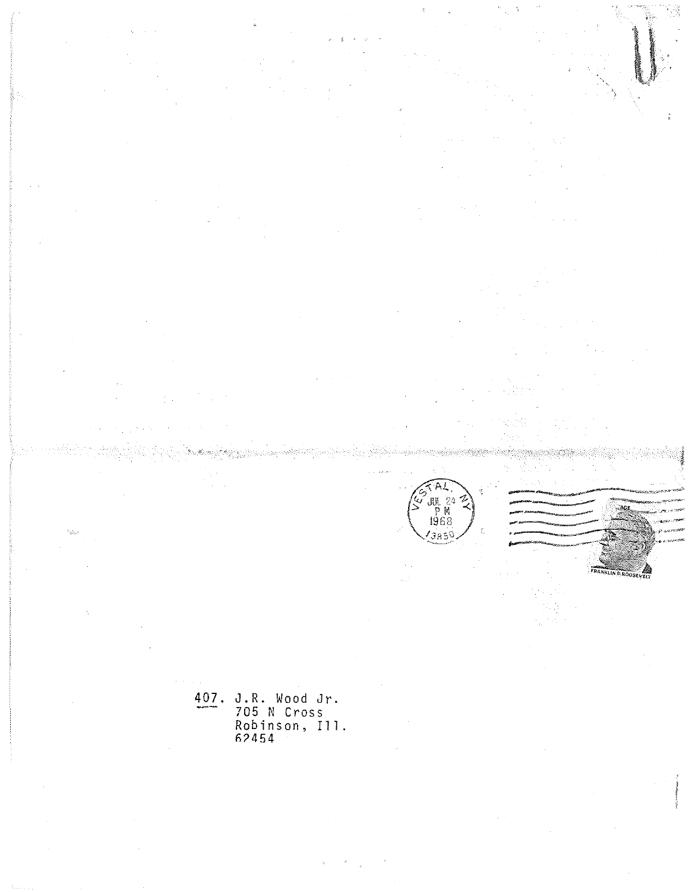VESTAL, NY
JUL 24
P M
1968
13850

FRANKLIN D. ROOSEVELT

407. J.R. Wood Jr.
705 N Cross
Robinson, Ill.
62454